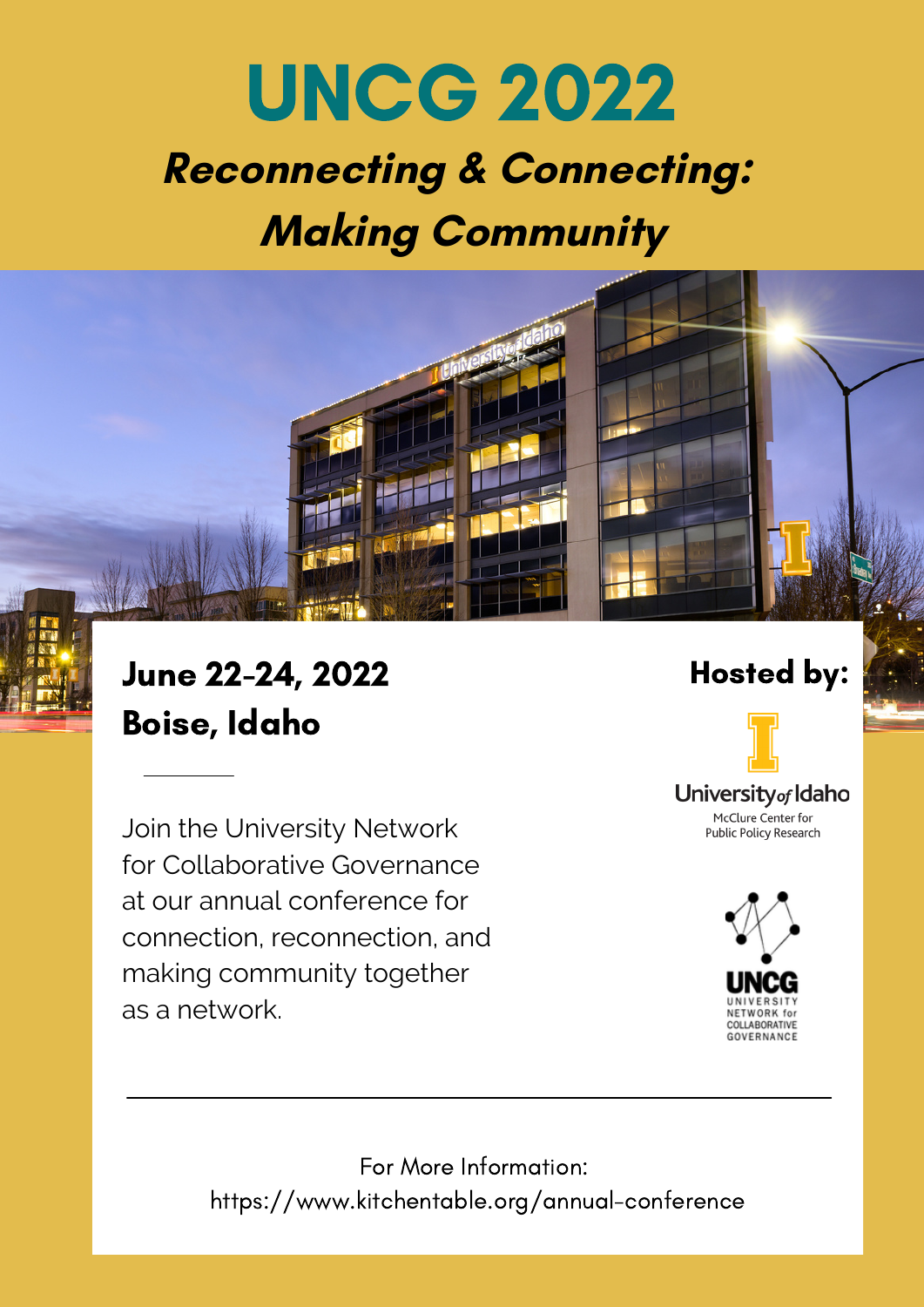# UNCG 2022

## *Reconnecting & Connecting: Making Community*

**June 22-24, 2022**
**Boise, Idaho**

Join the University Network for Collaborative Governance at our annual conference for connection, reconnection, and making community together as a network.

**Hosted by:**

University of Idaho
McClure Center for Public Policy Research

UNCG
UNIVERSITY NETWORK for COLLABORATIVE GOVERNANCE

---

For More Information:
https://www.kitchentable.org/annual-conference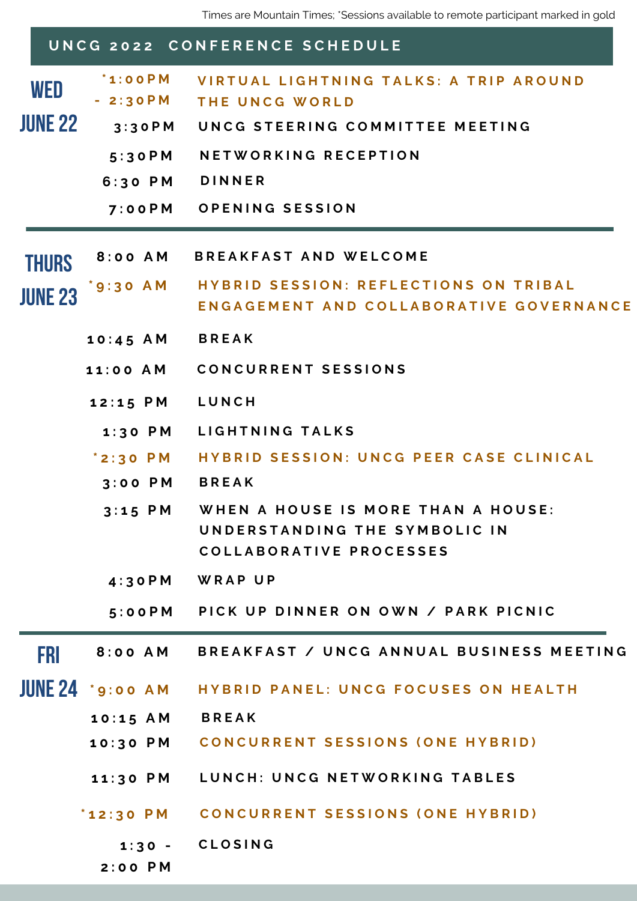Times are Mountain Times; *Sessions available to remote participant marked in gold

## UNCG 2022 CONFERENCE SCHEDULE

### WED JUNE 22

| Time | Event |
|---|---|
| *1:00PM - 2:30PM | VIRTUAL LIGHTNING TALKS: A TRIP AROUND THE UNCG WORLD |
| 3:30PM | UNCG STEERING COMMITTEE MEETING |
| 5:30PM | NETWORKING RECEPTION |
| 6:30 PM | DINNER |
| 7:00PM | OPENING SESSION |

### THURS JUNE 23

| Time | Event |
|---|---|
| 8:00 AM | BREAKFAST AND WELCOME |
| *9:30 AM | HYBRID SESSION: REFLECTIONS ON TRIBAL ENGAGEMENT AND COLLABORATIVE GOVERNANCE |
| 10:45 AM | BREAK |
| 11:00 AM | CONCURRENT SESSIONS |
| 12:15 PM | LUNCH |
| 1:30 PM | LIGHTNING TALKS |
| *2:30 PM | HYBRID SESSION: UNCG PEER CASE CLINICAL |
| 3:00 PM | BREAK |
| 3:15 PM | WHEN A HOUSE IS MORE THAN A HOUSE: UNDERSTANDING THE SYMBOLIC IN COLLABORATIVE PROCESSES |
| 4:30PM | WRAP UP |
| 5:00PM | PICK UP DINNER ON OWN / PARK PICNIC |

### FRI JUNE 24

| Time | Event |
|---|---|
| 8:00 AM | BREAKFAST / UNCG ANNUAL BUSINESS MEETING |
| *9:00 AM | HYBRID PANEL: UNCG FOCUSES ON HEALTH |
| 10:15 AM | BREAK |
| 10:30 PM | CONCURRENT SESSIONS (ONE HYBRID) |
| 11:30 PM | LUNCH: UNCG NETWORKING TABLES |
| *12:30 PM | CONCURRENT SESSIONS (ONE HYBRID) |
| 1:30 - 2:00 PM | CLOSING |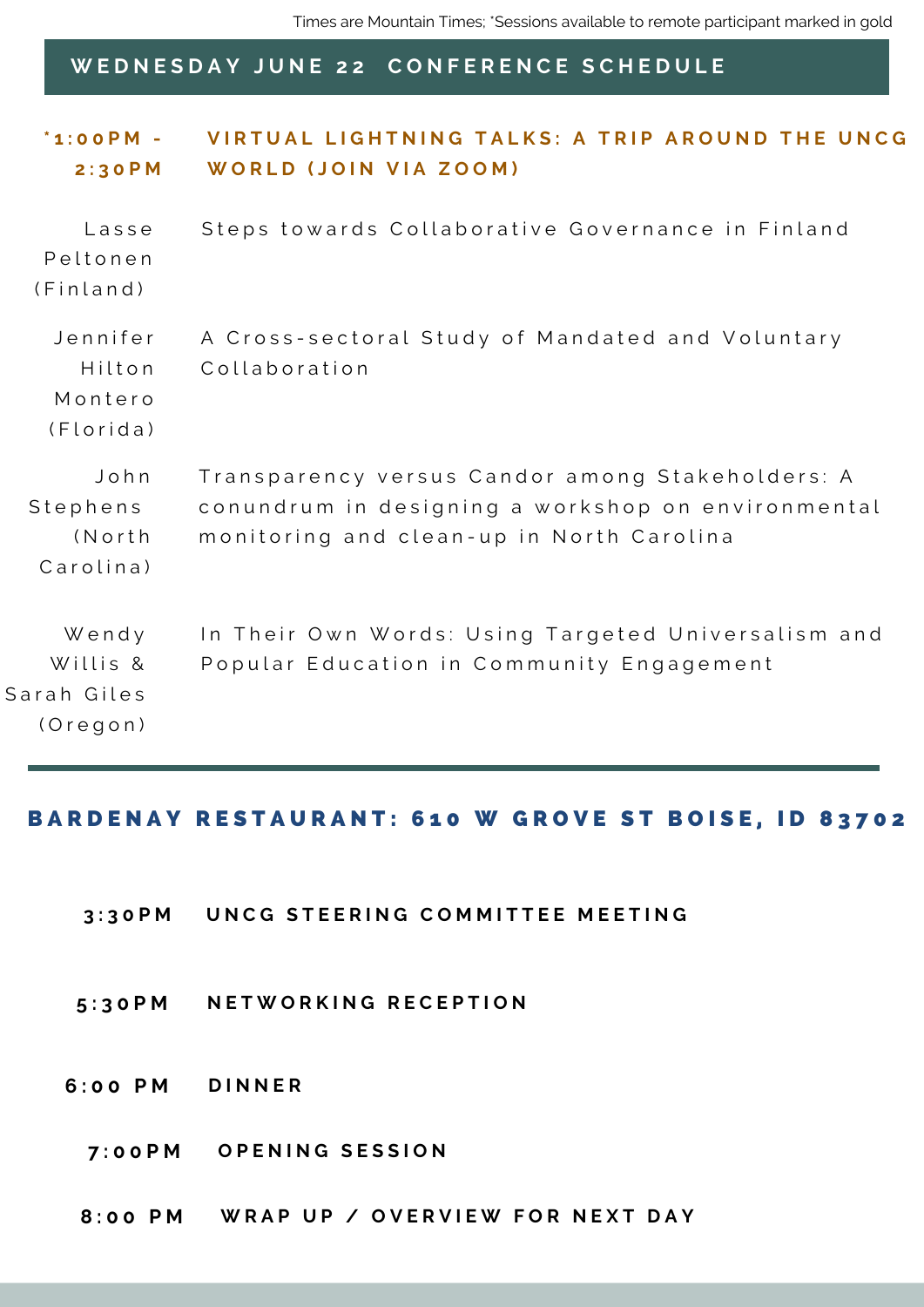Times are Mountain Times; *Sessions available to remote participant marked in gold

## WEDNESDAY JUNE 22 CONFERENCE SCHEDULE

**\*1:00PM - 2:30PM** **VIRTUAL LIGHTNING TALKS: A TRIP AROUND THE UNCG WORLD (JOIN VIA ZOOM)**

| Speaker | Talk |
| --- | --- |
| Lasse Peltonen (Finland) | Steps towards Collaborative Governance in Finland |
| Jennifer Hilton Montero (Florida) | A Cross-sectoral Study of Mandated and Voluntary Collaboration |
| John Stephens (North Carolina) | Transparency versus Candor among Stakeholders: A conundrum in designing a workshop on environmental monitoring and clean-up in North Carolina |
| Wendy Willis & Sarah Giles (Oregon) | In Their Own Words: Using Targeted Universalism and Popular Education in Community Engagement |

## BARDENAY RESTAURANT: 610 W GROVE ST BOISE, ID 83702

**3:30PM** **UNCG STEERING COMMITTEE MEETING**

**5:30PM** **NETWORKING RECEPTION**

**6:00 PM** **DINNER**

**7:00PM** **OPENING SESSION**

**8:00 PM** **WRAP UP / OVERVIEW FOR NEXT DAY**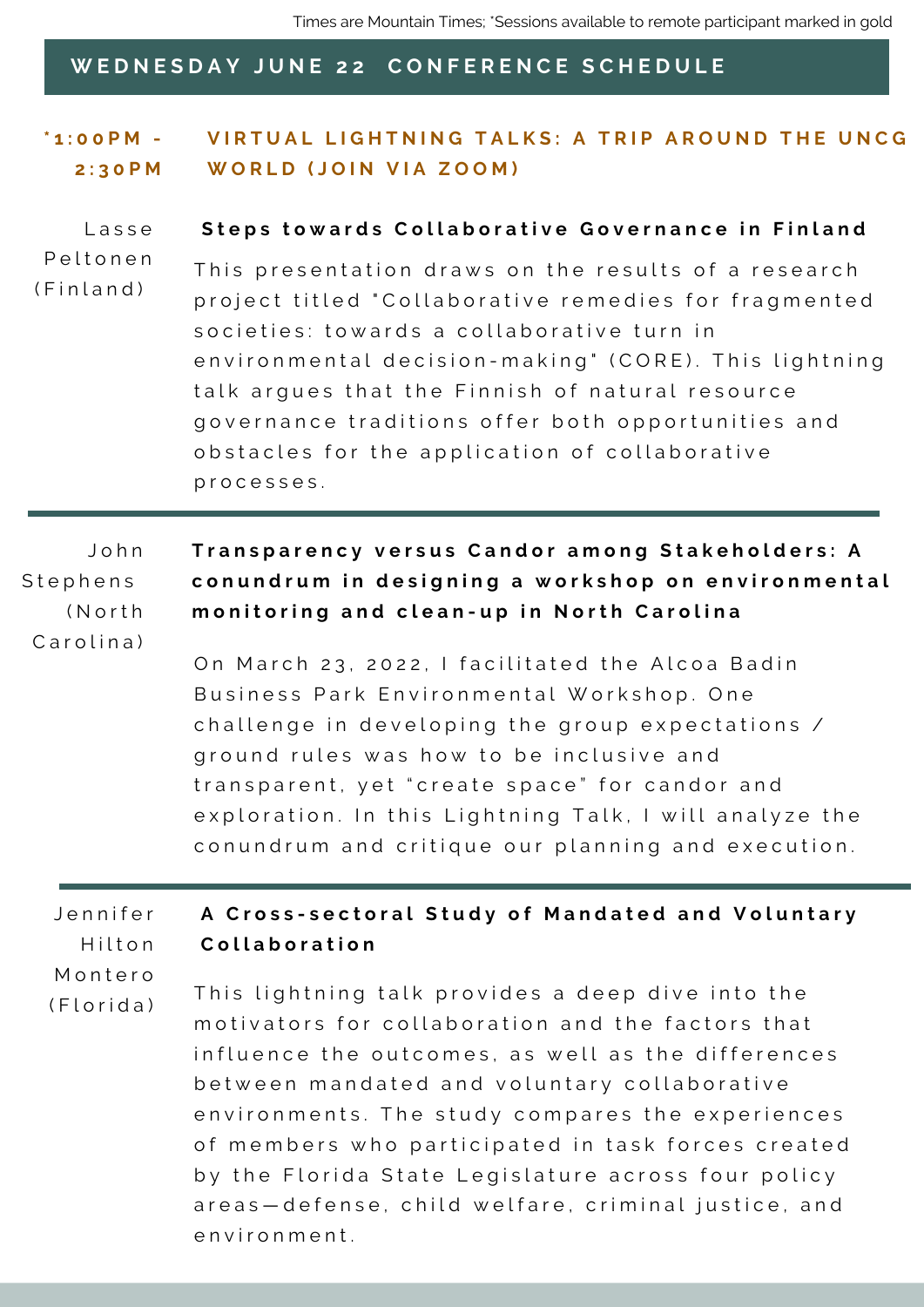Times are Mountain Times; *Sessions available to remote participant marked in gold

## WEDNESDAY JUNE 22 CONFERENCE SCHEDULE

### *1:00PM - 2:30PM VIRTUAL LIGHTNING TALKS: A TRIP AROUND THE UNCG WORLD (JOIN VIA ZOOM)

Lasse Peltonen (Finland)

**Steps towards Collaborative Governance in Finland**

This presentation draws on the results of a research project titled "Collaborative remedies for fragmented societies: towards a collaborative turn in environmental decision-making" (CORE). This lightning talk argues that the Finnish of natural resource governance traditions offer both opportunities and obstacles for the application of collaborative processes.

---

John Stephens (North Carolina)

**Transparency versus Candor among Stakeholders: A conundrum in designing a workshop on environmental monitoring and clean-up in North Carolina**

On March 23, 2022, I facilitated the Alcoa Badin Business Park Environmental Workshop. One challenge in developing the group expectations / ground rules was how to be inclusive and transparent, yet "create space" for candor and exploration. In this Lightning Talk, I will analyze the conundrum and critique our planning and execution.

---

Jennifer Hilton Montero (Florida)

**A Cross-sectoral Study of Mandated and Voluntary Collaboration**

This lightning talk provides a deep dive into the motivators for collaboration and the factors that influence the outcomes, as well as the differences between mandated and voluntary collaborative environments. The study compares the experiences of members who participated in task forces created by the Florida State Legislature across four policy areas—defense, child welfare, criminal justice, and environment.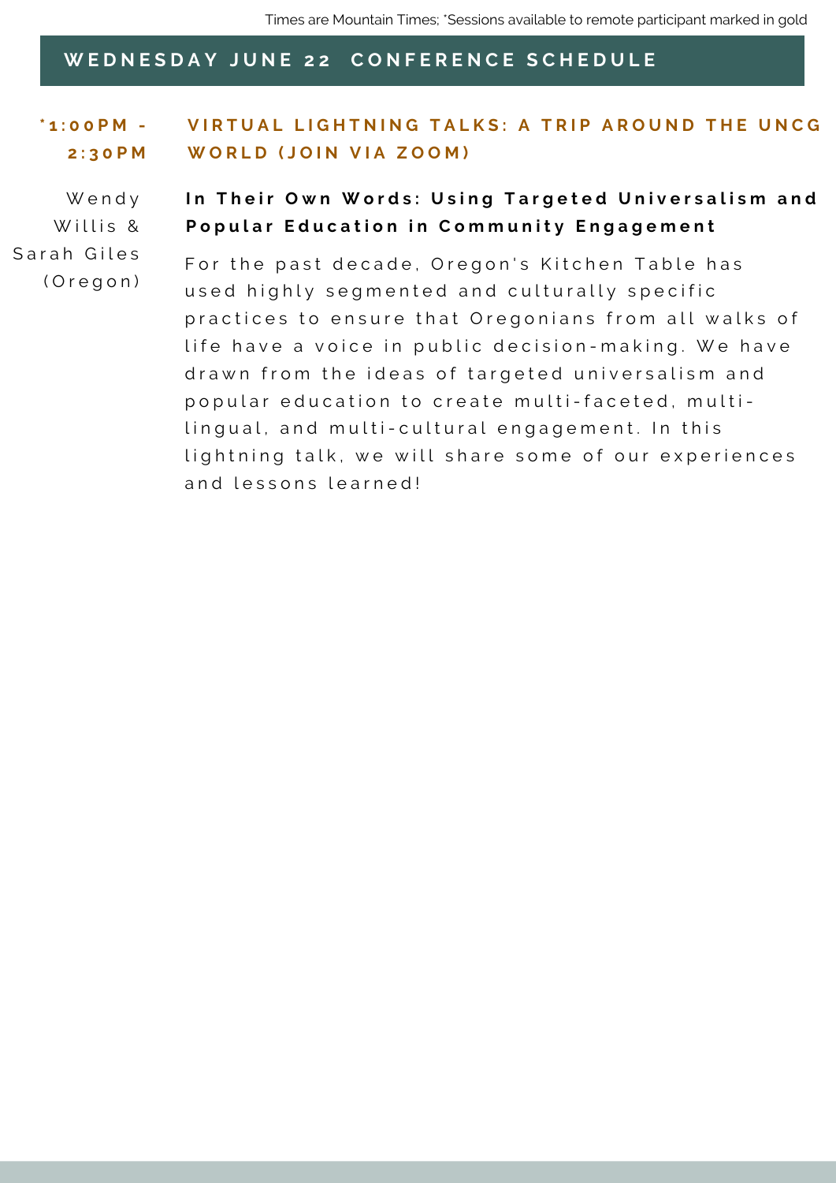Times are Mountain Times; *Sessions available to remote participant marked in gold

## WEDNESDAY JUNE 22 CONFERENCE SCHEDULE

### *1:00PM - 2:30PM VIRTUAL LIGHTNING TALKS: A TRIP AROUND THE UNCG WORLD (JOIN VIA ZOOM)

Wendy Willis & Sarah Giles (Oregon)

**In Their Own Words: Using Targeted Universalism and Popular Education in Community Engagement**

For the past decade, Oregon's Kitchen Table has used highly segmented and culturally specific practices to ensure that Oregonians from all walks of life have a voice in public decision-making. We have drawn from the ideas of targeted universalism and popular education to create multi-faceted, multi-lingual, and multi-cultural engagement. In this lightning talk, we will share some of our experiences and lessons learned!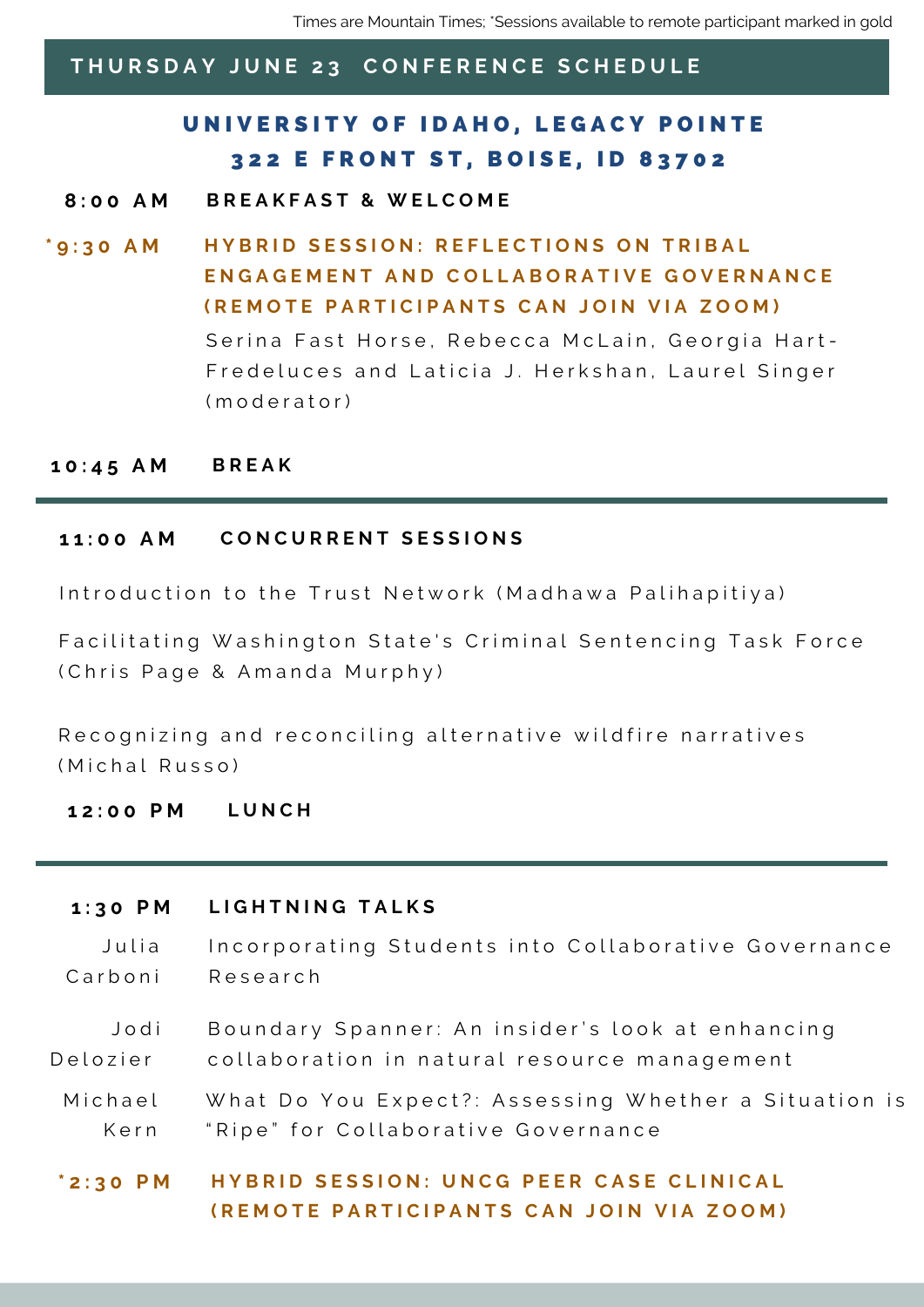Times are Mountain Times; *Sessions available to remote participant marked in gold

## THURSDAY JUNE 23 CONFERENCE SCHEDULE

### UNIVERSITY OF IDAHO, LEGACY POINTE
### 322 E FRONT ST, BOISE, ID 83702

**8:00 AM** **BREAKFAST & WELCOME**

***9:30 AM** **HYBRID SESSION: REFLECTIONS ON TRIBAL ENGAGEMENT AND COLLABORATIVE GOVERNANCE (REMOTE PARTICIPANTS CAN JOIN VIA ZOOM)**

Serina Fast Horse, Rebecca McLain, Georgia Hart-Fredeluces and Laticia J. Herkshan, Laurel Singer (moderator)

**10:45 AM** **BREAK**

---

**11:00 AM** **CONCURRENT SESSIONS**

Introduction to the Trust Network (Madhawa Palihapitiya)

Facilitating Washington State's Criminal Sentencing Task Force (Chris Page & Amanda Murphy)

Recognizing and reconciling alternative wildfire narratives (Michal Russo)

**12:00 PM** **LUNCH**

---

**1:30 PM** **LIGHTNING TALKS**

Julia Carboni — Incorporating Students into Collaborative Governance Research

Jodi Delozier — Boundary Spanner: An insider's look at enhancing collaboration in natural resource management

Michael Kern — What Do You Expect?: Assessing Whether a Situation is "Ripe" for Collaborative Governance

***2:30 PM** **HYBRID SESSION: UNCG PEER CASE CLINICAL (REMOTE PARTICIPANTS CAN JOIN VIA ZOOM)**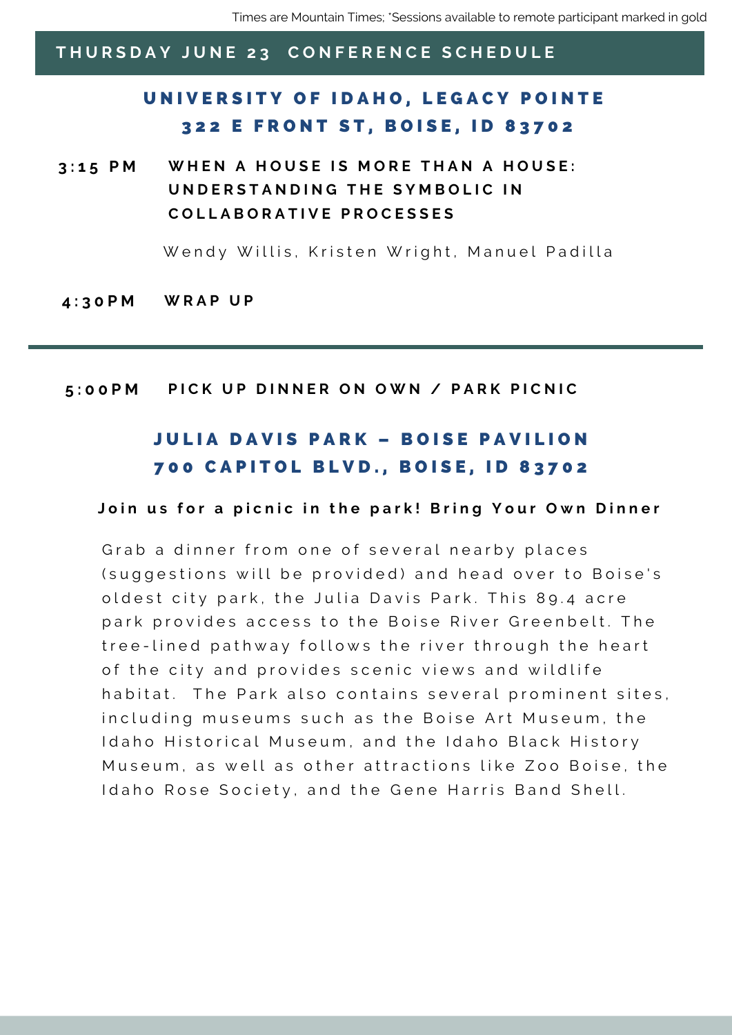Times are Mountain Times; *Sessions available to remote participant marked in gold

## THURSDAY JUNE 23 CONFERENCE SCHEDULE

### UNIVERSITY OF IDAHO, LEGACY POINTE
### 322 E FRONT ST, BOISE, ID 83702

**3:15 PM** **WHEN A HOUSE IS MORE THAN A HOUSE: UNDERSTANDING THE SYMBOLIC IN COLLABORATIVE PROCESSES**

Wendy Willis, Kristen Wright, Manuel Padilla

**4:30PM** **WRAP UP**

---

**5:00PM** **PICK UP DINNER ON OWN / PARK PICNIC**

### JULIA DAVIS PARK – BOISE PAVILION
### 700 CAPITOL BLVD., BOISE, ID 83702

**Join us for a picnic in the park! Bring Your Own Dinner**

Grab a dinner from one of several nearby places (suggestions will be provided) and head over to Boise's oldest city park, the Julia Davis Park. This 89.4 acre park provides access to the Boise River Greenbelt. The tree-lined pathway follows the river through the heart of the city and provides scenic views and wildlife habitat. The Park also contains several prominent sites, including museums such as the Boise Art Museum, the Idaho Historical Museum, and the Idaho Black History Museum, as well as other attractions like Zoo Boise, the Idaho Rose Society, and the Gene Harris Band Shell.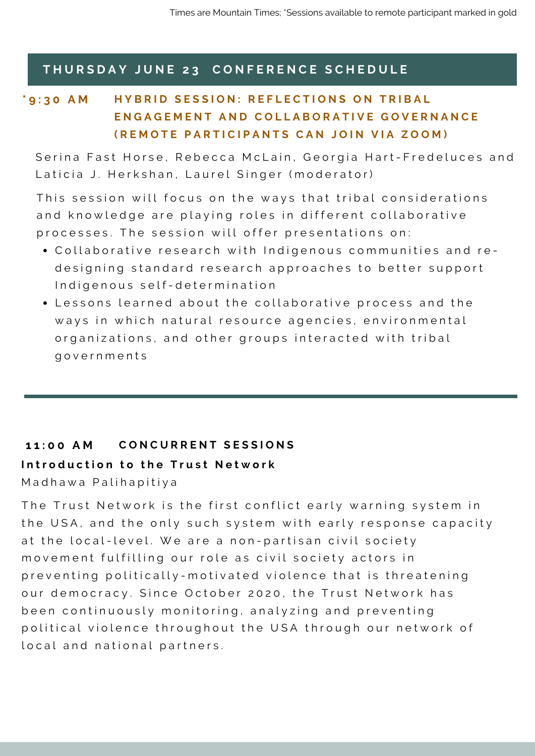Times are Mountain Times; *Sessions available to remote participant marked in gold

## THURSDAY JUNE 23 CONFERENCE SCHEDULE

### *9:30 AM HYBRID SESSION: REFLECTIONS ON TRIBAL ENGAGEMENT AND COLLABORATIVE GOVERNANCE (REMOTE PARTICIPANTS CAN JOIN VIA ZOOM)

Serina Fast Horse, Rebecca McLain, Georgia Hart-Fredeluces and Laticia J. Herkshan, Laurel Singer (moderator)

This session will focus on the ways that tribal considerations and knowledge are playing roles in different collaborative processes. The session will offer presentations on:

- Collaborative research with Indigenous communities and re-designing standard research approaches to better support Indigenous self-determination
- Lessons learned about the collaborative process and the ways in which natural resource agencies, environmental organizations, and other groups interacted with tribal governments

---

### 11:00 AM CONCURRENT SESSIONS

**Introduction to the Trust Network**

Madhawa Palihapitiya

The Trust Network is the first conflict early warning system in the USA, and the only such system with early response capacity at the local-level. We are a non-partisan civil society movement fulfilling our role as civil society actors in preventing politically-motivated violence that is threatening our democracy. Since October 2020, the Trust Network has been continuously monitoring, analyzing and preventing political violence throughout the USA through our network of local and national partners.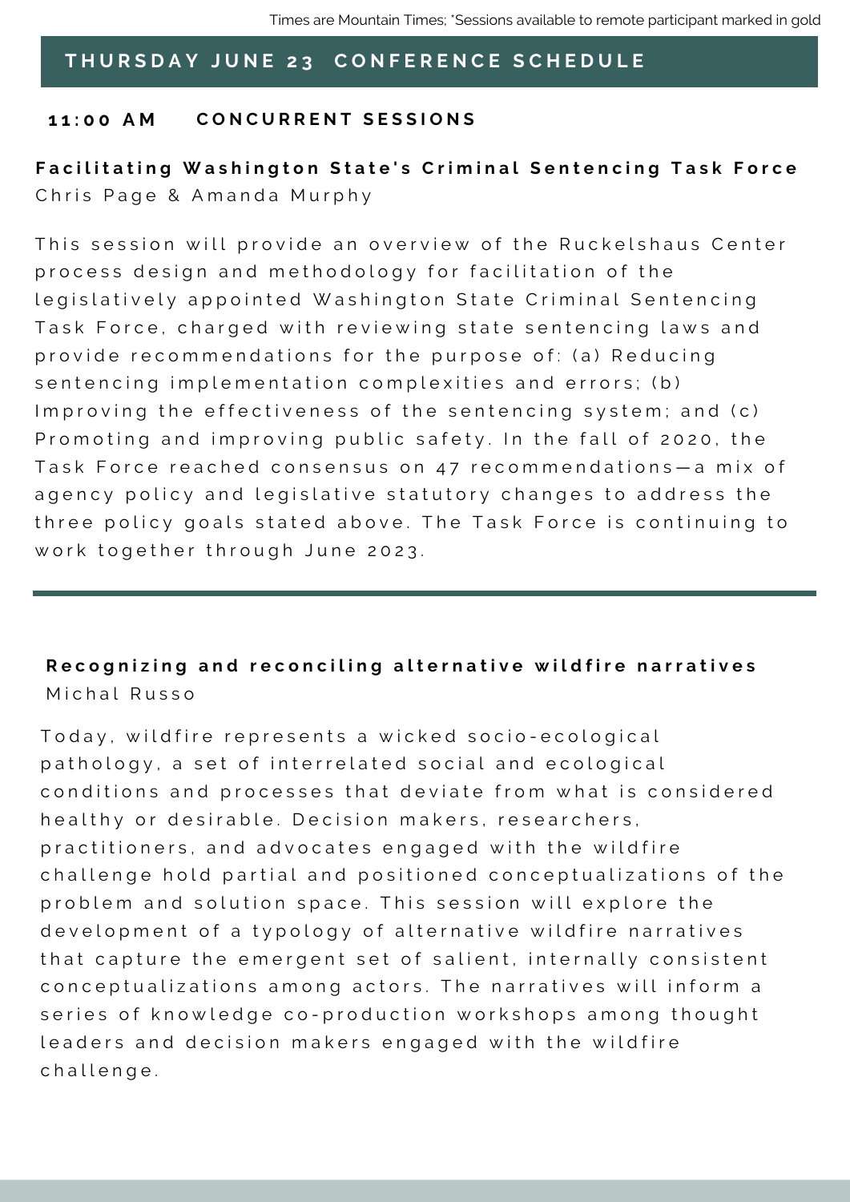Times are Mountain Times; *Sessions available to remote participant marked in gold

## THURSDAY JUNE 23 CONFERENCE SCHEDULE

### 11:00 AM CONCURRENT SESSIONS

**Facilitating Washington State's Criminal Sentencing Task Force**
Chris Page & Amanda Murphy

This session will provide an overview of the Ruckelshaus Center process design and methodology for facilitation of the legislatively appointed Washington State Criminal Sentencing Task Force, charged with reviewing state sentencing laws and provide recommendations for the purpose of: (a) Reducing sentencing implementation complexities and errors; (b) Improving the effectiveness of the sentencing system; and (c) Promoting and improving public safety. In the fall of 2020, the Task Force reached consensus on 47 recommendations—a mix of agency policy and legislative statutory changes to address the three policy goals stated above. The Task Force is continuing to work together through June 2023.

---

**Recognizing and reconciling alternative wildfire narratives**
Michal Russo

Today, wildfire represents a wicked socio-ecological pathology, a set of interrelated social and ecological conditions and processes that deviate from what is considered healthy or desirable. Decision makers, researchers, practitioners, and advocates engaged with the wildfire challenge hold partial and positioned conceptualizations of the problem and solution space. This session will explore the development of a typology of alternative wildfire narratives that capture the emergent set of salient, internally consistent conceptualizations among actors. The narratives will inform a series of knowledge co-production workshops among thought leaders and decision makers engaged with the wildfire challenge.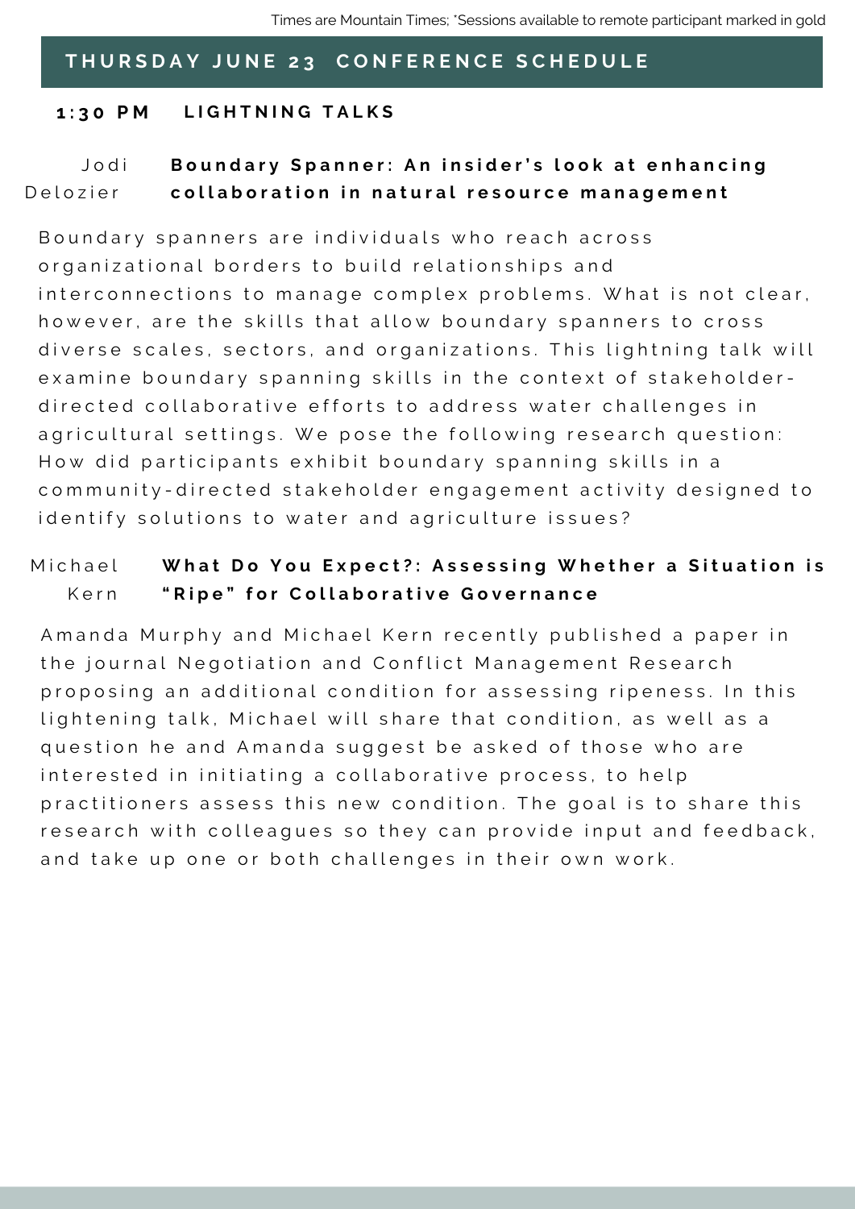Times are Mountain Times; *Sessions available to remote participant marked in gold

## THURSDAY JUNE 23 CONFERENCE SCHEDULE

### 1:30 PM LIGHTNING TALKS

Jodi Delozier **Boundary Spanner: An insider's look at enhancing collaboration in natural resource management**

Boundary spanners are individuals who reach across organizational borders to build relationships and interconnections to manage complex problems. What is not clear, however, are the skills that allow boundary spanners to cross diverse scales, sectors, and organizations. This lightning talk will examine boundary spanning skills in the context of stakeholder-directed collaborative efforts to address water challenges in agricultural settings. We pose the following research question: How did participants exhibit boundary spanning skills in a community-directed stakeholder engagement activity designed to identify solutions to water and agriculture issues?

Michael Kern **What Do You Expect?: Assessing Whether a Situation is "Ripe" for Collaborative Governance**

Amanda Murphy and Michael Kern recently published a paper in the journal Negotiation and Conflict Management Research proposing an additional condition for assessing ripeness. In this lightening talk, Michael will share that condition, as well as a question he and Amanda suggest be asked of those who are interested in initiating a collaborative process, to help practitioners assess this new condition. The goal is to share this research with colleagues so they can provide input and feedback, and take up one or both challenges in their own work.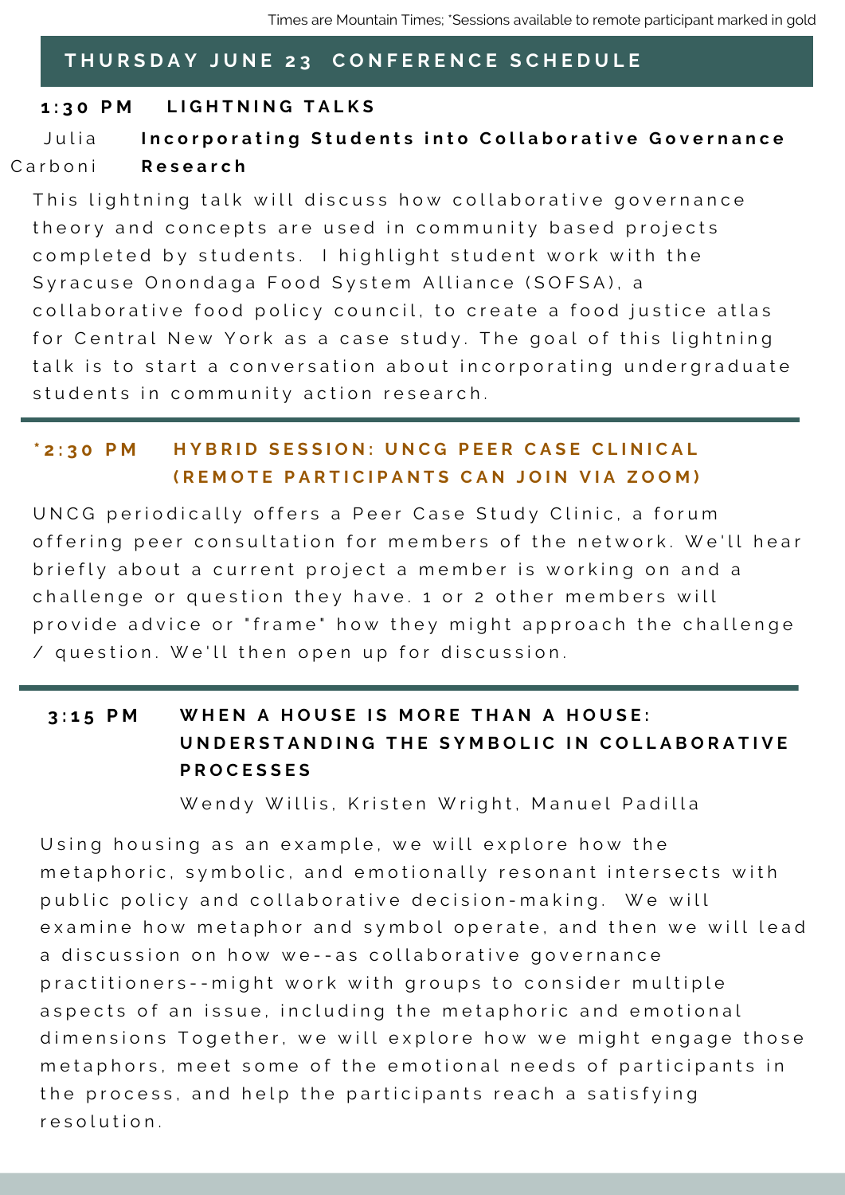Times are Mountain Times; *Sessions available to remote participant marked in gold

## THURSDAY JUNE 23 CONFERENCE SCHEDULE

### 1:30 PM LIGHTNING TALKS

Julia Carboni — **Incorporating Students into Collaborative Governance Research**

This lightning talk will discuss how collaborative governance theory and concepts are used in community based projects completed by students. I highlight student work with the Syracuse Onondaga Food System Alliance (SOFSA), a collaborative food policy council, to create a food justice atlas for Central New York as a case study. The goal of this lightning talk is to start a conversation about incorporating undergraduate students in community action research.

### *2:30 PM HYBRID SESSION: UNCG PEER CASE CLINICAL (REMOTE PARTICIPANTS CAN JOIN VIA ZOOM)

UNCG periodically offers a Peer Case Study Clinic, a forum offering peer consultation for members of the network. We'll hear briefly about a current project a member is working on and a challenge or question they have. 1 or 2 other members will provide advice or "frame" how they might approach the challenge / question. We'll then open up for discussion.

### 3:15 PM WHEN A HOUSE IS MORE THAN A HOUSE: UNDERSTANDING THE SYMBOLIC IN COLLABORATIVE PROCESSES

Wendy Willis, Kristen Wright, Manuel Padilla

Using housing as an example, we will explore how the metaphoric, symbolic, and emotionally resonant intersects with public policy and collaborative decision-making. We will examine how metaphor and symbol operate, and then we will lead a discussion on how we--as collaborative governance practitioners--might work with groups to consider multiple aspects of an issue, including the metaphoric and emotional dimensions Together, we will explore how we might engage those metaphors, meet some of the emotional needs of participants in the process, and help the participants reach a satisfying resolution.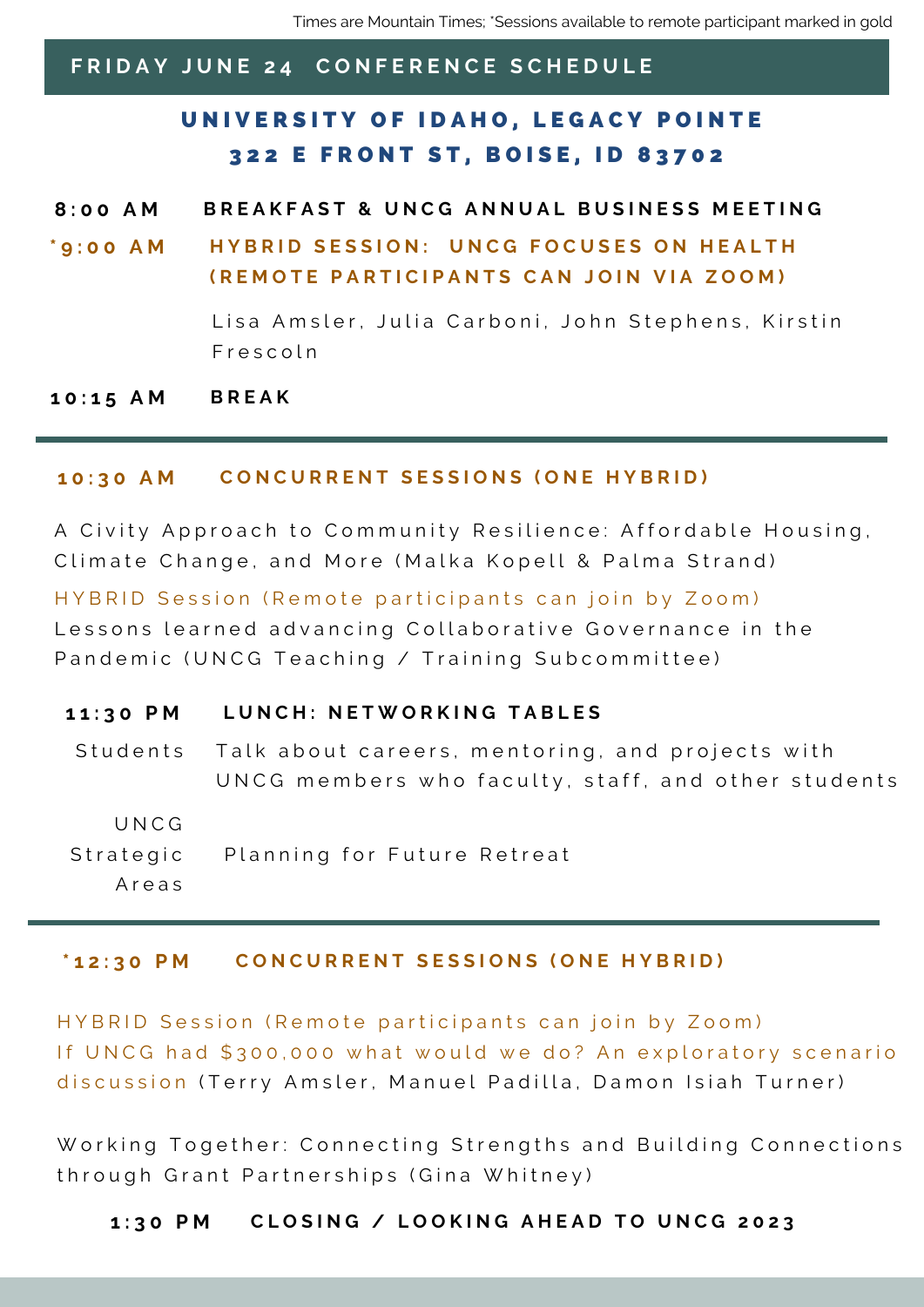Times are Mountain Times; *Sessions available to remote participant marked in gold

## FRIDAY JUNE 24 CONFERENCE SCHEDULE

### UNIVERSITY OF IDAHO, LEGACY POINTE
### 322 E FRONT ST, BOISE, ID 83702

**8:00 AM** **BREAKFAST & UNCG ANNUAL BUSINESS MEETING**

***9:00 AM** **HYBRID SESSION: UNCG FOCUSES ON HEALTH (REMOTE PARTICIPANTS CAN JOIN VIA ZOOM)**

Lisa Amsler, Julia Carboni, John Stephens, Kirstin Frescoln

**10:15 AM** **BREAK**

---

**10:30 AM** **CONCURRENT SESSIONS (ONE HYBRID)**

A Civity Approach to Community Resilience: Affordable Housing, Climate Change, and More (Malka Kopell & Palma Strand)

HYBRID Session (Remote participants can join by Zoom)
Lessons learned advancing Collaborative Governance in the Pandemic (UNCG Teaching / Training Subcommittee)

**11:30 PM** **LUNCH: NETWORKING TABLES**

Students — Talk about careers, mentoring, and projects with UNCG members who faculty, staff, and other students

UNCG Strategic Areas — Planning for Future Retreat

---

***12:30 PM** **CONCURRENT SESSIONS (ONE HYBRID)**

HYBRID Session (Remote participants can join by Zoom)
If UNCG had $300,000 what would we do? An exploratory scenario discussion (Terry Amsler, Manuel Padilla, Damon Isiah Turner)

Working Together: Connecting Strengths and Building Connections through Grant Partnerships (Gina Whitney)

**1:30 PM** **CLOSING / LOOKING AHEAD TO UNCG 2023**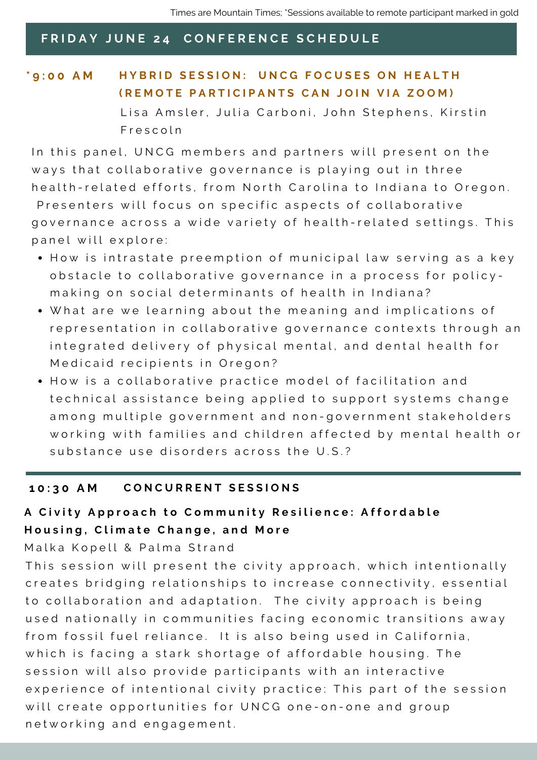Times are Mountain Times; *Sessions available to remote participant marked in gold

## FRIDAY JUNE 24 CONFERENCE SCHEDULE

### *9:00 AM HYBRID SESSION: UNCG FOCUSES ON HEALTH (REMOTE PARTICIPANTS CAN JOIN VIA ZOOM)

Lisa Amsler, Julia Carboni, John Stephens, Kirstin Frescoln

In this panel, UNCG members and partners will present on the ways that collaborative governance is playing out in three health-related efforts, from North Carolina to Indiana to Oregon. Presenters will focus on specific aspects of collaborative governance across a wide variety of health-related settings. This panel will explore:

- How is intrastate preemption of municipal law serving as a key obstacle to collaborative governance in a process for policy-making on social determinants of health in Indiana?
- What are we learning about the meaning and implications of representation in collaborative governance contexts through an integrated delivery of physical mental, and dental health for Medicaid recipients in Oregon?
- How is a collaborative practice model of facilitation and technical assistance being applied to support systems change among multiple government and non-government stakeholders working with families and children affected by mental health or substance use disorders across the U.S.?

### 10:30 AM CONCURRENT SESSIONS

**A Civity Approach to Community Resilience: Affordable Housing, Climate Change, and More**

Malka Kopell & Palma Strand

This session will present the civity approach, which intentionally creates bridging relationships to increase connectivity, essential to collaboration and adaptation. The civity approach is being used nationally in communities facing economic transitions away from fossil fuel reliance. It is also being used in California, which is facing a stark shortage of affordable housing. The session will also provide participants with an interactive experience of intentional civity practice: This part of the session will create opportunities for UNCG one-on-one and group networking and engagement.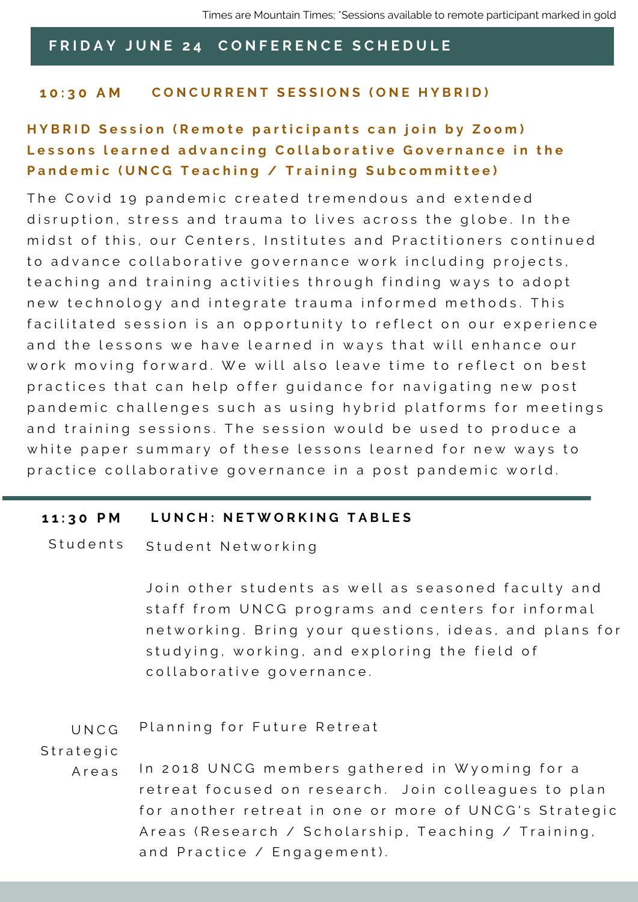Times are Mountain Times; *Sessions available to remote participant marked in gold

## FRIDAY JUNE 24 CONFERENCE SCHEDULE

### 10:30 AM CONCURRENT SESSIONS (ONE HYBRID)

**HYBRID Session (Remote participants can join by Zoom)**
**Lessons learned advancing Collaborative Governance in the Pandemic (UNCG Teaching / Training Subcommittee)**

The Covid 19 pandemic created tremendous and extended disruption, stress and trauma to lives across the globe. In the midst of this, our Centers, Institutes and Practitioners continued to advance collaborative governance work including projects, teaching and training activities through finding ways to adopt new technology and integrate trauma informed methods. This facilitated session is an opportunity to reflect on our experience and the lessons we have learned in ways that will enhance our work moving forward. We will also leave time to reflect on best practices that can help offer guidance for navigating new post pandemic challenges such as using hybrid platforms for meetings and training sessions. The session would be used to produce a white paper summary of these lessons learned for new ways to practice collaborative governance in a post pandemic world.

---

### 11:30 PM LUNCH: NETWORKING TABLES

**Students** — Student Networking

Join other students as well as seasoned faculty and staff from UNCG programs and centers for informal networking. Bring your questions, ideas, and plans for studying, working, and exploring the field of collaborative governance.

**UNCG Strategic Areas** — Planning for Future Retreat

In 2018 UNCG members gathered in Wyoming for a retreat focused on research. Join colleagues to plan for another retreat in one or more of UNCG's Strategic Areas (Research / Scholarship, Teaching / Training, and Practice / Engagement).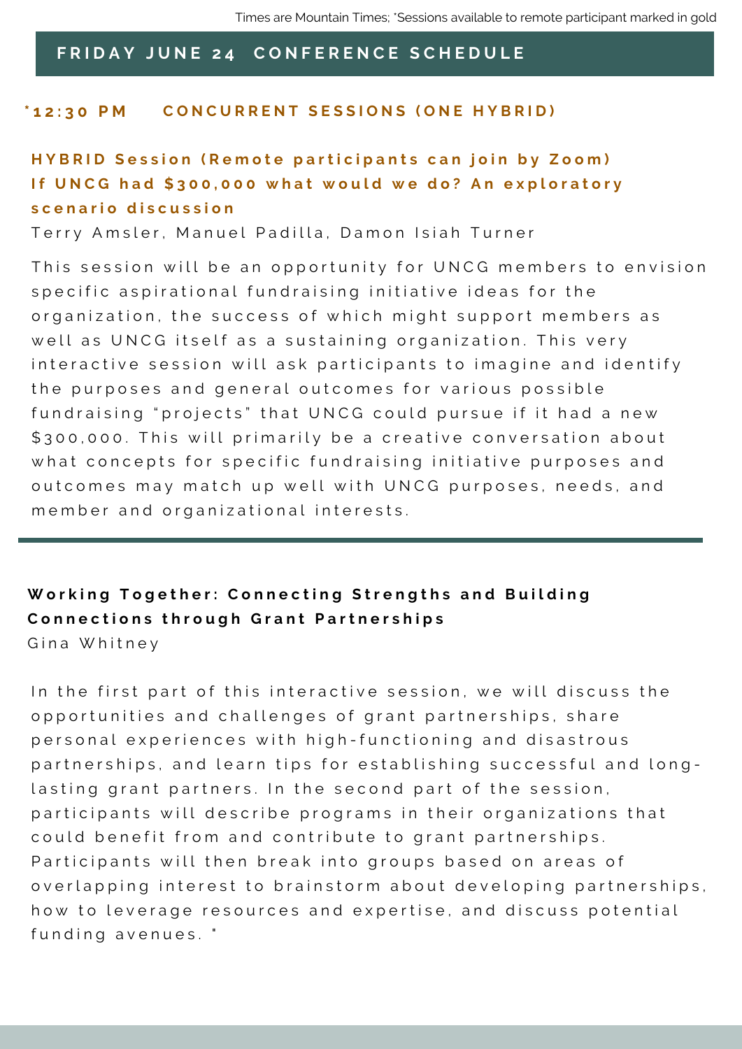Times are Mountain Times; *Sessions available to remote participant marked in gold

## FRIDAY JUNE 24 CONFERENCE SCHEDULE

### *12:30 PM CONCURRENT SESSIONS (ONE HYBRID)

**HYBRID Session (Remote participants can join by Zoom)**
**If UNCG had $300,000 what would we do? An exploratory scenario discussion**

Terry Amsler, Manuel Padilla, Damon Isiah Turner

This session will be an opportunity for UNCG members to envision specific aspirational fundraising initiative ideas for the organization, the success of which might support members as well as UNCG itself as a sustaining organization. This very interactive session will ask participants to imagine and identify the purposes and general outcomes for various possible fundraising "projects" that UNCG could pursue if it had a new $300,000. This will primarily be a creative conversation about what concepts for specific fundraising initiative purposes and outcomes may match up well with UNCG purposes, needs, and member and organizational interests.

---

**Working Together: Connecting Strengths and Building Connections through Grant Partnerships**

Gina Whitney

In the first part of this interactive session, we will discuss the opportunities and challenges of grant partnerships, share personal experiences with high-functioning and disastrous partnerships, and learn tips for establishing successful and long-lasting grant partners. In the second part of the session, participants will describe programs in their organizations that could benefit from and contribute to grant partnerships. Participants will then break into groups based on areas of overlapping interest to brainstorm about developing partnerships, how to leverage resources and expertise, and discuss potential funding avenues. "